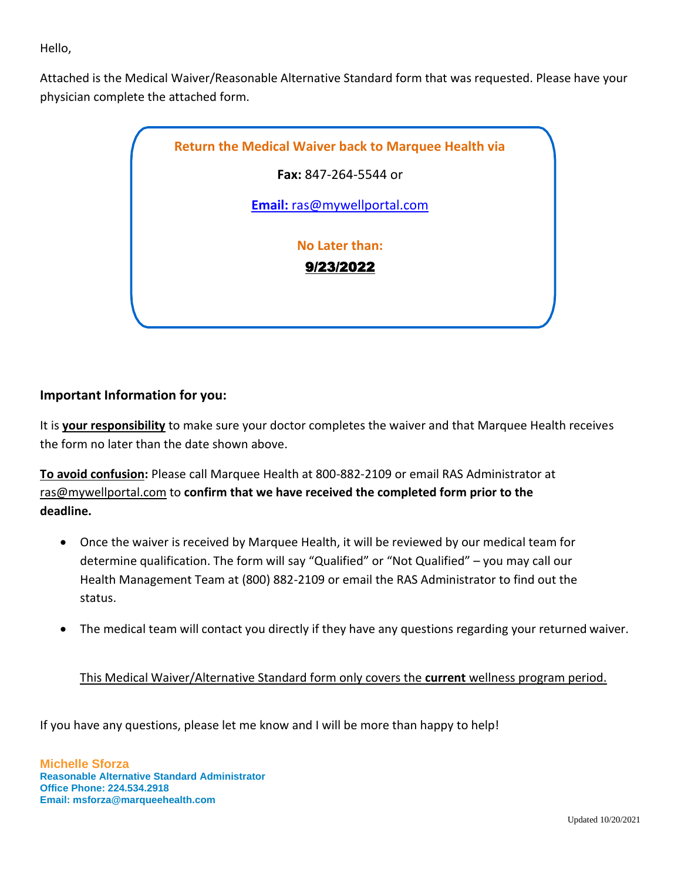Hello,

Attached is the Medical Waiver/Reasonable Alternative Standard form that was requested. Please have your physician complete the attached form.

**Return the Medical Waiver back to Marquee Health via**

**Fax:** 847-264-5544 or

**Email:** ras@mywellportal.com

**No Later than:**

**9/23/2022**

### Important Information for you:

It is **your responsibility** to make sure your doctor completes the waiver and that Marquee Health receives the form no later than the date shown above.

**To avoid confusion:** Please call Marquee Health at 800-882-2109 or email RAS Administrator at ras@mywellportal.com to **confirm that we have received the completed form prior to the deadline.**

- Once the waiver is received by Marquee Health, it will be reviewed by our medical team for determine qualification. The form will say "Qualified" or "Not Qualified" – you may call our Health Management Team at (800) 882-2109 or email the RAS Administrator to find out the status.
- The medical team will contact you directly if they have any questions regarding your returned waiver.

This Medical Waiver/Alternative Standard form only covers the **current** wellness program period.

If you have any questions, please let me know and I will be more than happy to help!

**Michelle Sforza**
**Reasonable Alternative Standard Administrator**
**Office Phone: 224.534.2918**
**Email: msforza@marqueehealth.com**

Updated 10/20/2021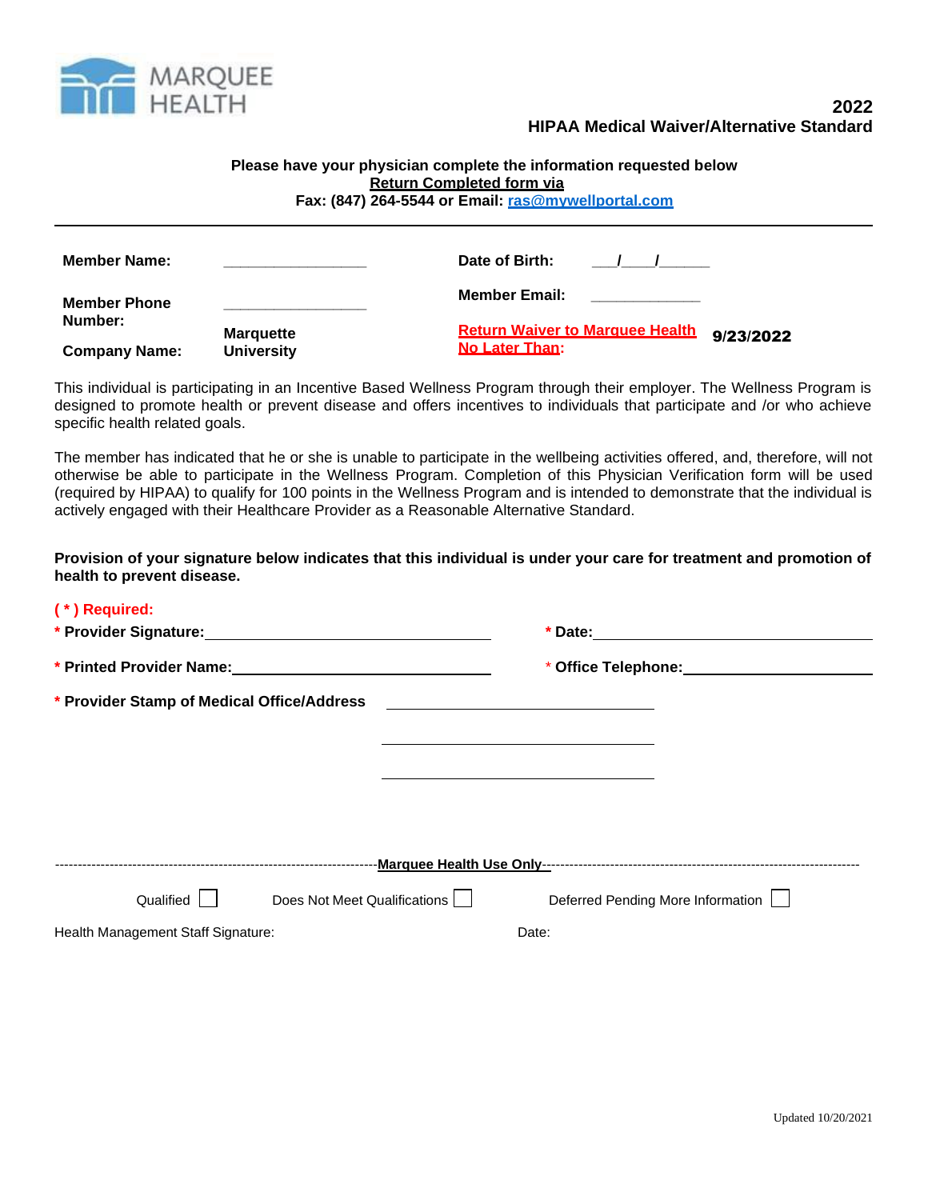MARQUEE HEALTH

**2022**
**HIPAA Medical Waiver/Alternative Standard**

**Please have your physician complete the information requested below**
**Return Completed form via**
**Fax: (847) 264-5544 or Email: ras@mywellportal.com**

---

| | | | |
|---|---|---|---|
| **Member Name:** | _________________ | **Date of Birth:** | ___/____/______ |
| **Member Phone Number:** | _________________ | **Member Email:** | _____________ |
| **Company Name:** | **Marquette University** | **Return Waiver to Marquee Health No Later Than:** | **9/23/2022** |

This individual is participating in an Incentive Based Wellness Program through their employer. The Wellness Program is designed to promote health or prevent disease and offers incentives to individuals that participate and /or who achieve specific health related goals.

The member has indicated that he or she is unable to participate in the wellbeing activities offered, and, therefore, will not otherwise be able to participate in the Wellness Program. Completion of this Physician Verification form will be used (required by HIPAA) to qualify for 100 points in the Wellness Program and is intended to demonstrate that the individual is actively engaged with their Healthcare Provider as a Reasonable Alternative Standard.

**Provision of your signature below indicates that this individual is under your care for treatment and promotion of health to prevent disease.**

**( * ) Required:**

**\* Provider Signature:** ________________________________ **\* Date:** ________________________________

**\* Printed Provider Name:** ________________________________ **\* Office Telephone:** ________________________

**\* Provider Stamp of Medical Office/Address** ________________________________

________________________________

________________________________

---------------------------------------------------------------------**Marquee Health Use Only**---------------------------------------------------------------------

Qualified ☐ Does Not Meet Qualifications ☐ Deferred Pending More Information ☐

Health Management Staff Signature: Date:

Updated 10/20/2021